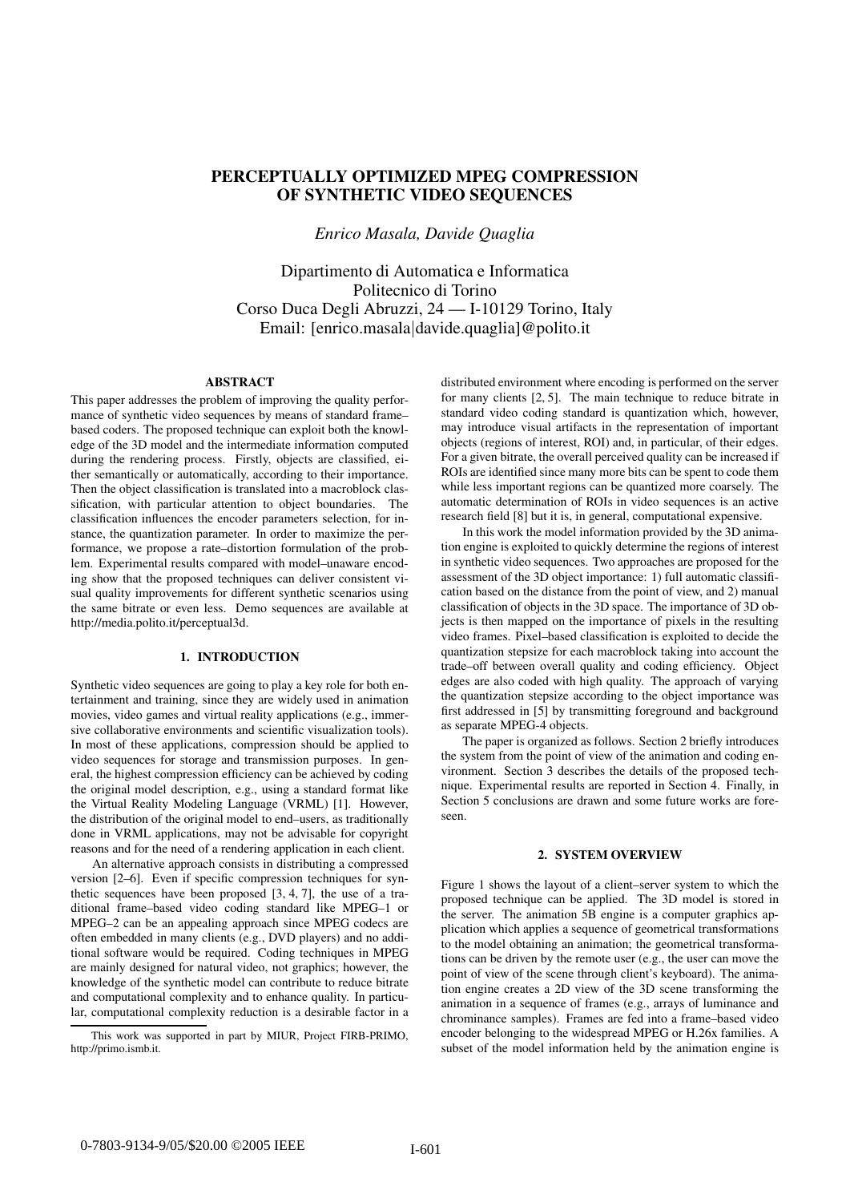# PERCEPTUALLY OPTIMIZED MPEG COMPRESSION OF SYNTHETIC VIDEO SEQUENCES

*Enrico Masala, Davide Quaglia*

Dipartimento di Automatica e Informatica
Politecnico di Torino
Corso Duca Degli Abruzzi, 24 — I-10129 Torino, Italy
Email: [enrico.masala|davide.quaglia]@polito.it

## ABSTRACT

This paper addresses the problem of improving the quality performance of synthetic video sequences by means of standard frame–based coders. The proposed technique can exploit both the knowledge of the 3D model and the intermediate information computed during the rendering process. Firstly, objects are classified, either semantically or automatically, according to their importance. Then the object classification is translated into a macroblock classification, with particular attention to object boundaries. The classification influences the encoder parameters selection, for instance, the quantization parameter. In order to maximize the performance, we propose a rate–distortion formulation of the problem. Experimental results compared with model–unaware encoding show that the proposed techniques can deliver consistent visual quality improvements for different synthetic scenarios using the same bitrate or even less. Demo sequences are available at http://media.polito.it/perceptual3d.

## 1. INTRODUCTION

Synthetic video sequences are going to play a key role for both entertainment and training, since they are widely used in animation movies, video games and virtual reality applications (e.g., immersive collaborative environments and scientific visualization tools). In most of these applications, compression should be applied to video sequences for storage and transmission purposes. In general, the highest compression efficiency can be achieved by coding the original model description, e.g., using a standard format like the Virtual Reality Modeling Language (VRML) [1]. However, the distribution of the original model to end–users, as traditionally done in VRML applications, may not be advisable for copyright reasons and for the need of a rendering application in each client.

An alternative approach consists in distributing a compressed version [2–6]. Even if specific compression techniques for synthetic sequences have been proposed [3, 4, 7], the use of a traditional frame–based video coding standard like MPEG–1 or MPEG–2 can be an appealing approach since MPEG codecs are often embedded in many clients (e.g., DVD players) and no additional software would be required. Coding techniques in MPEG are mainly designed for natural video, not graphics; however, the knowledge of the synthetic model can contribute to reduce bitrate and computational complexity and to enhance quality. In particular, computational complexity reduction is a desirable factor in a distributed environment where encoding is performed on the server for many clients [2, 5]. The main technique to reduce bitrate in standard video coding standard is quantization which, however, may introduce visual artifacts in the representation of important objects (regions of interest, ROI) and, in particular, of their edges. For a given bitrate, the overall perceived quality can be increased if ROIs are identified since many more bits can be spent to code them while less important regions can be quantized more coarsely. The automatic determination of ROIs in video sequences is an active research field [8] but it is, in general, computational expensive.

In this work the model information provided by the 3D animation engine is exploited to quickly determine the regions of interest in synthetic video sequences. Two approaches are proposed for the assessment of the 3D object importance: 1) full automatic classification based on the distance from the point of view, and 2) manual classification of objects in the 3D space. The importance of 3D objects is then mapped on the importance of pixels in the resulting video frames. Pixel–based classification is exploited to decide the quantization stepsize for each macroblock taking into account the trade–off between overall quality and coding efficiency. Object edges are also coded with high quality. The approach of varying the quantization stepsize according to the object importance was first addressed in [5] by transmitting foreground and background as separate MPEG-4 objects.

The paper is organized as follows. Section 2 briefly introduces the system from the point of view of the animation and coding environment. Section 3 describes the details of the proposed technique. Experimental results are reported in Section 4. Finally, in Section 5 conclusions are drawn and some future works are foreseen.

## 2. SYSTEM OVERVIEW

Figure 1 shows the layout of a client–server system to which the proposed technique can be applied. The 3D model is stored in the server. The animation 5B engine is a computer graphics application which applies a sequence of geometrical transformations to the model obtaining an animation; the geometrical transformations can be driven by the remote user (e.g., the user can move the point of view of the scene through client's keyboard). The animation engine creates a 2D view of the 3D scene transforming the animation in a sequence of frames (e.g., arrays of luminance and chrominance samples). Frames are fed into a frame–based video encoder belonging to the widespread MPEG or H.26x families. A subset of the model information held by the animation engine is

This work was supported in part by MIUR, Project FIRB-PRIMO, http://primo.ismb.it.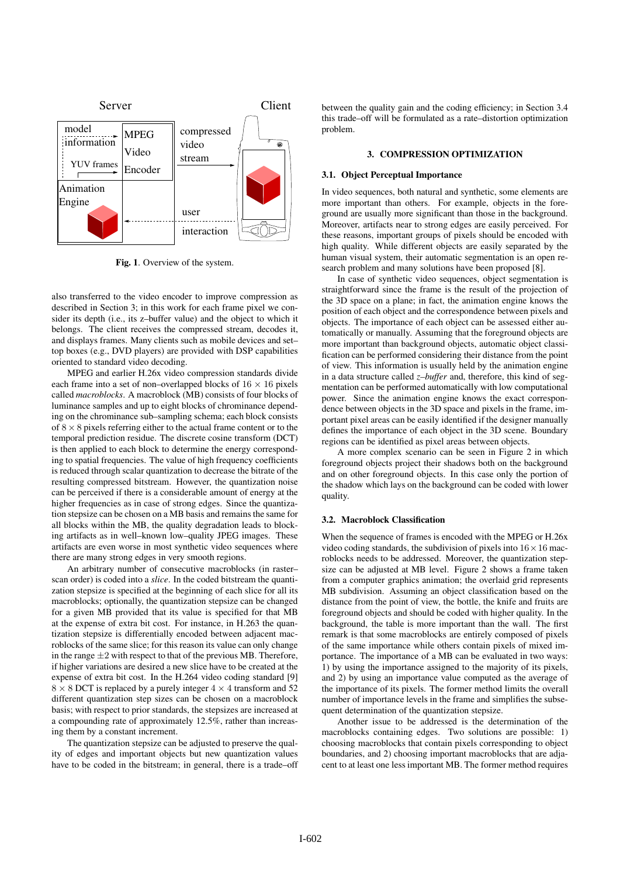Fig. 1. Overview of the system.

also transferred to the video encoder to improve compression as described in Section 3; in this work for each frame pixel we consider its depth (i.e., its z–buffer value) and the object to which it belongs. The client receives the compressed stream, decodes it, and displays frames. Many clients such as mobile devices and set–top boxes (e.g., DVD players) are provided with DSP capabilities oriented to standard video decoding.

MPEG and earlier H.26x video compression standards divide each frame into a set of non–overlapped blocks of $16 \times 16$ pixels called *macroblocks*. A macroblock (MB) consists of four blocks of luminance samples and up to eight blocks of chrominance depending on the chrominance sub–sampling schema; each block consists of $8 \times 8$ pixels referring either to the actual frame content or to the temporal prediction residue. The discrete cosine transform (DCT) is then applied to each block to determine the energy corresponding to spatial frequencies. The value of high frequency coefficients is reduced through scalar quantization to decrease the bitrate of the resulting compressed bitstream. However, the quantization noise can be perceived if there is a considerable amount of energy at the higher frequencies as in case of strong edges. Since the quantization stepsize can be chosen on a MB basis and remains the same for all blocks within the MB, the quality degradation leads to blocking artifacts as in well–known low–quality JPEG images. These artifacts are even worse in most synthetic video sequences where there are many strong edges in very smooth regions.

An arbitrary number of consecutive macroblocks (in raster–scan order) is coded into a *slice*. In the coded bitstream the quantization stepsize is specified at the beginning of each slice for all its macroblocks; optionally, the quantization stepsize can be changed for a given MB provided that its value is specified for that MB at the expense of extra bit cost. For instance, in H.263 the quantization stepsize is differentially encoded between adjacent macroblocks of the same slice; for this reason its value can only change in the range $\pm 2$ with respect to that of the previous MB. Therefore, if higher variations are desired a new slice have to be created at the expense of extra bit cost. In the H.264 video coding standard [9] $8 \times 8$ DCT is replaced by a purely integer $4 \times 4$ transform and 52 different quantization step sizes can be chosen on a macroblock basis; with respect to prior standards, the stepsizes are increased at a compounding rate of approximately 12.5%, rather than increasing them by a constant increment.

The quantization stepsize can be adjusted to preserve the quality of edges and important objects but new quantization values have to be coded in the bitstream; in general, there is a trade–off between the quality gain and the coding efficiency; in Section 3.4 this trade–off will be formulated as a rate–distortion optimization problem.

## 3. COMPRESSION OPTIMIZATION

### 3.1. Object Perceptual Importance

In video sequences, both natural and synthetic, some elements are more important than others. For example, objects in the foreground are usually more significant than those in the background. Moreover, artifacts near to strong edges are easily perceived. For these reasons, important groups of pixels should be encoded with high quality. While different objects are easily separated by the human visual system, their automatic segmentation is an open research problem and many solutions have been proposed [8].

In case of synthetic video sequences, object segmentation is straightforward since the frame is the result of the projection of the 3D space on a plane; in fact, the animation engine knows the position of each object and the correspondence between pixels and objects. The importance of each object can be assessed either automatically or manually. Assuming that the foreground objects are more important than background objects, automatic object classification can be performed considering their distance from the point of view. This information is usually held by the animation engine in a data structure called *z–buffer* and, therefore, this kind of segmentation can be performed automatically with low computational power. Since the animation engine knows the exact correspondence between objects in the 3D space and pixels in the frame, important pixel areas can be easily identified if the designer manually defines the importance of each object in the 3D scene. Boundary regions can be identified as pixel areas between objects.

A more complex scenario can be seen in Figure 2 in which foreground objects project their shadows both on the background and on other foreground objects. In this case only the portion of the shadow which lays on the background can be coded with lower quality.

### 3.2. Macroblock Classification

When the sequence of frames is encoded with the MPEG or H.26x video coding standards, the subdivision of pixels into $16 \times 16$ macroblocks needs to be addressed. Moreover, the quantization stepsize can be adjusted at MB level. Figure 2 shows a frame taken from a computer graphics animation; the overlaid grid represents MB subdivision. Assuming an object classification based on the distance from the point of view, the bottle, the knife and fruits are foreground objects and should be coded with higher quality. In the background, the table is more important than the wall. The first remark is that some macroblocks are entirely composed of pixels of the same importance while others contain pixels of mixed importance. The importance of a MB can be evaluated in two ways: 1) by using the importance assigned to the majority of its pixels, and 2) by using an importance value computed as the average of the importance of its pixels. The former method limits the overall number of importance levels in the frame and simplifies the subsequent determination of the quantization stepsize.

Another issue to be addressed is the determination of the macroblocks containing edges. Two solutions are possible: 1) choosing macroblocks that contain pixels corresponding to object boundaries, and 2) choosing important macroblocks that are adjacent to at least one less important MB. The former method requires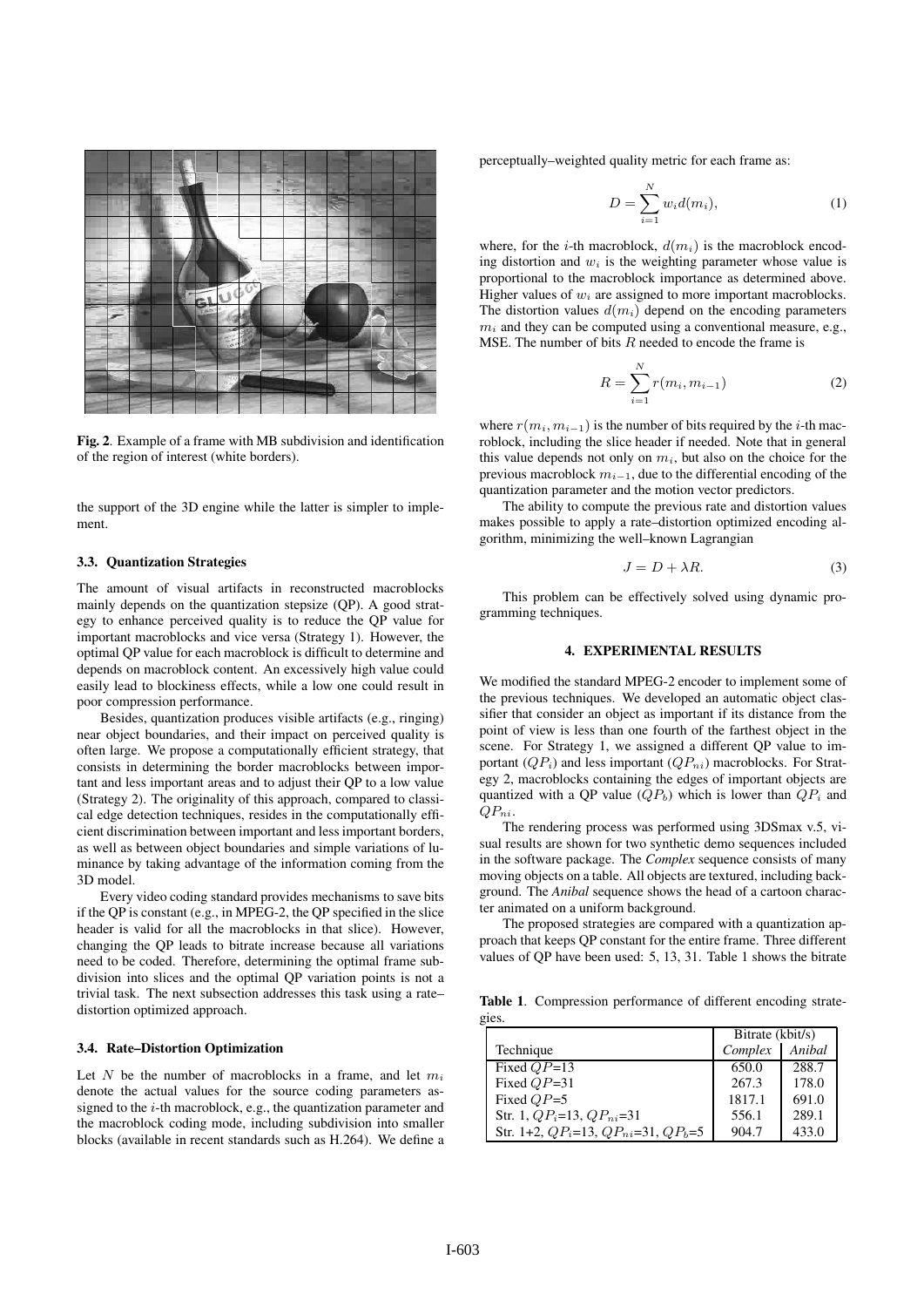Fig. 2. Example of a frame with MB subdivision and identification of the region of interest (white borders).

the support of the 3D engine while the latter is simpler to implement.

### 3.3. Quantization Strategies

The amount of visual artifacts in reconstructed macroblocks mainly depends on the quantization stepsize (QP). A good strategy to enhance perceived quality is to reduce the QP value for important macroblocks and vice versa (Strategy 1). However, the optimal QP value for each macroblock is difficult to determine and depends on macroblock content. An excessively high value could easily lead to blockiness effects, while a low one could result in poor compression performance.

Besides, quantization produces visible artifacts (e.g., ringing) near object boundaries, and their impact on perceived quality is often large. We propose a computationally efficient strategy, that consists in determining the border macroblocks between important and less important areas and to adjust their QP to a low value (Strategy 2). The originality of this approach, compared to classical edge detection techniques, resides in the computationally efficient discrimination between important and less important borders, as well as between object boundaries and simple variations of luminance by taking advantage of the information coming from the 3D model.

Every video coding standard provides mechanisms to save bits if the QP is constant (e.g., in MPEG-2, the QP specified in the slice header is valid for all the macroblocks in that slice). However, changing the QP leads to bitrate increase because all variations need to be coded. Therefore, determining the optimal frame subdivision into slices and the optimal QP variation points is not a trivial task. The next subsection addresses this task using a rate–distortion optimized approach.

### 3.4. Rate–Distortion Optimization

Let $N$ be the number of macroblocks in a frame, and let $m_i$ denote the actual values for the source coding parameters assigned to the $i$-th macroblock, e.g., the quantization parameter and the macroblock coding mode, including subdivision into smaller blocks (available in recent standards such as H.264). We define a perceptually–weighted quality metric for each frame as:

$$D = \sum_{i=1}^{N} w_i d(m_i), \tag{1}$$

where, for the $i$-th macroblock, $d(m_i)$ is the macroblock encoding distortion and $w_i$ is the weighting parameter whose value is proportional to the macroblock importance as determined above. Higher values of $w_i$ are assigned to more important macroblocks. The distortion values $d(m_i)$ depend on the encoding parameters $m_i$ and they can be computed using a conventional measure, e.g., MSE. The number of bits $R$ needed to encode the frame is

$$R = \sum_{i=1}^{N} r(m_i, m_{i-1}) \tag{2}$$

where $r(m_i, m_{i-1})$ is the number of bits required by the $i$-th macroblock, including the slice header if needed. Note that in general this value depends not only on $m_i$, but also on the choice for the previous macroblock $m_{i-1}$, due to the differential encoding of the quantization parameter and the motion vector predictors.

The ability to compute the previous rate and distortion values makes possible to apply a rate–distortion optimized encoding algorithm, minimizing the well–known Lagrangian

$$J = D + \lambda R. \tag{3}$$

This problem can be effectively solved using dynamic programming techniques.

## 4. EXPERIMENTAL RESULTS

We modified the standard MPEG-2 encoder to implement some of the previous techniques. We developed an automatic object classifier that consider an object as important if its distance from the point of view is less than one fourth of the farthest object in the scene. For Strategy 1, we assigned a different QP value to important ($QP_i$) and less important ($QP_{ni}$) macroblocks. For Strategy 2, macroblocks containing the edges of important objects are quantized with a QP value ($QP_b$) which is lower than $QP_i$ and $QP_{ni}$.

The rendering process was performed using 3DSmax v.5, visual results are shown for two synthetic demo sequences included in the software package. The *Complex* sequence consists of many moving objects on a table. All objects are textured, including background. The *Anibal* sequence shows the head of a cartoon character animated on a uniform background.

The proposed strategies are compared with a quantization approach that keeps QP constant for the entire frame. Three different values of QP have been used: 5, 13, 31. Table 1 shows the bitrate

Table 1. Compression performance of different encoding strategies.

| Technique | Bitrate (kbit/s) | |
|---|---|---|
| | *Complex* | *Anibal* |
| Fixed $QP$=13 | 650.0 | 288.7 |
| Fixed $QP$=31 | 267.3 | 178.0 |
| Fixed $QP$=5 | 1817.1 | 691.0 |
| Str. 1, $QP_i$=13, $QP_{ni}$=31 | 556.1 | 289.1 |
| Str. 1+2, $QP_i$=13, $QP_{ni}$=31, $QP_b$=5 | 904.7 | 433.0 |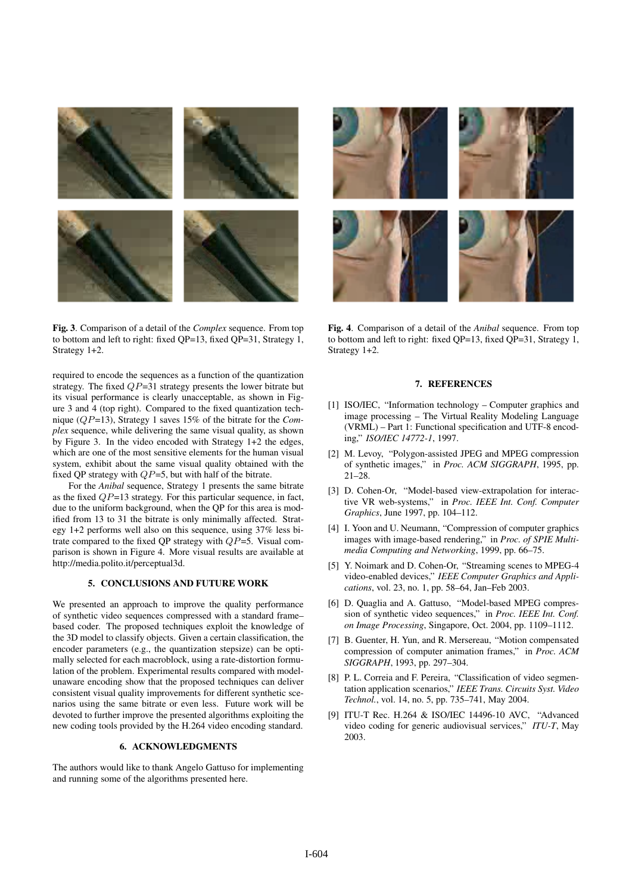Fig. 3. Comparison of a detail of the *Complex* sequence. From top to bottom and left to right: fixed QP=13, fixed QP=31, Strategy 1, Strategy 1+2.

Fig. 4. Comparison of a detail of the *Anibal* sequence. From top to bottom and left to right: fixed QP=13, fixed QP=31, Strategy 1, Strategy 1+2.

required to encode the sequences as a function of the quantization strategy. The fixed $QP$=31 strategy presents the lower bitrate but its visual performance is clearly unacceptable, as shown in Figure 3 and 4 (top right). Compared to the fixed quantization technique ($QP$=13), Strategy 1 saves 15% of the bitrate for the *Complex* sequence, while delivering the same visual quality, as shown by Figure 3. In the video encoded with Strategy 1+2 the edges, which are one of the most sensitive elements for the human visual system, exhibit about the same visual quality obtained with the fixed QP strategy with $QP$=5, but with half of the bitrate.

For the *Anibal* sequence, Strategy 1 presents the same bitrate as the fixed $QP$=13 strategy. For this particular sequence, in fact, due to the uniform background, when the QP for this area is modified from 13 to 31 the bitrate is only minimally affected. Strategy 1+2 performs well also on this sequence, using 37% less bitrate compared to the fixed QP strategy with $QP$=5. Visual comparison is shown in Figure 4. More visual results are available at http://media.polito.it/perceptual3d.

## 5. CONCLUSIONS AND FUTURE WORK

We presented an approach to improve the quality performance of synthetic video sequences compressed with a standard frame–based coder. The proposed techniques exploit the knowledge of the 3D model to classify objects. Given a certain classification, the encoder parameters (e.g., the quantization stepsize) can be optimally selected for each macroblock, using a rate-distortion formulation of the problem. Experimental results compared with model-unaware encoding show that the proposed techniques can deliver consistent visual quality improvements for different synthetic scenarios using the same bitrate or even less. Future work will be devoted to further improve the presented algorithms exploiting the new coding tools provided by the H.264 video encoding standard.

## 6. ACKNOWLEDGMENTS

The authors would like to thank Angelo Gattuso for implementing and running some of the algorithms presented here.

## 7. REFERENCES

[1] ISO/IEC, "Information technology – Computer graphics and image processing – The Virtual Reality Modeling Language (VRML) – Part 1: Functional specification and UTF-8 encoding," *ISO/IEC 14772-1*, 1997.

[2] M. Levoy, "Polygon-assisted JPEG and MPEG compression of synthetic images," in *Proc. ACM SIGGRAPH*, 1995, pp. 21–28.

[3] D. Cohen-Or, "Model-based view-extrapolation for interactive VR web-systems," in *Proc. IEEE Int. Conf. Computer Graphics*, June 1997, pp. 104–112.

[4] I. Yoon and U. Neumann, "Compression of computer graphics images with image-based rendering," in *Proc. of SPIE Multimedia Computing and Networking*, 1999, pp. 66–75.

[5] Y. Noimark and D. Cohen-Or, "Streaming scenes to MPEG-4 video-enabled devices," *IEEE Computer Graphics and Applications*, vol. 23, no. 1, pp. 58–64, Jan–Feb 2003.

[6] D. Quaglia and A. Gattuso, "Model-based MPEG compression of synthetic video sequences," in *Proc. IEEE Int. Conf. on Image Processing*, Singapore, Oct. 2004, pp. 1109–1112.

[7] B. Guenter, H. Yun, and R. Mersereau, "Motion compensated compression of computer animation frames," in *Proc. ACM SIGGRAPH*, 1993, pp. 297–304.

[8] P. L. Correia and F. Pereira, "Classification of video segmentation application scenarios," *IEEE Trans. Circuits Syst. Video Technol.*, vol. 14, no. 5, pp. 735–741, May 2004.

[9] ITU-T Rec. H.264 & ISO/IEC 14496-10 AVC, "Advanced video coding for generic audiovisual services," *ITU-T*, May 2003.